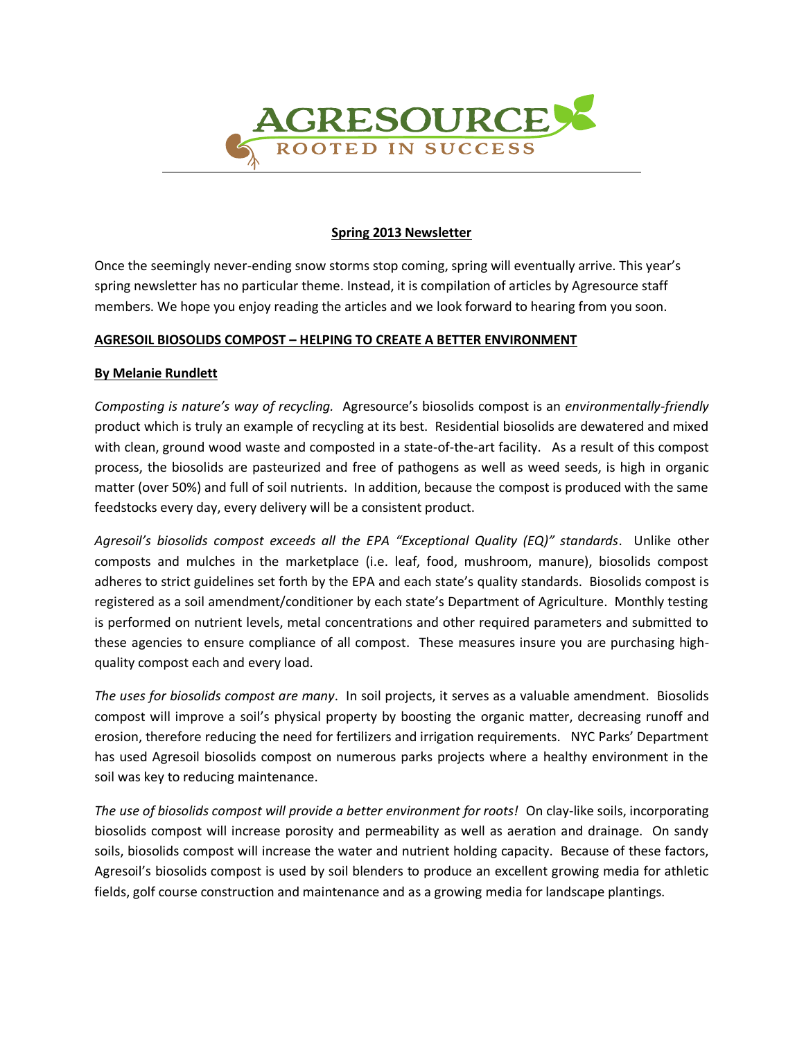AGRESOURCE
ROOTED IN SUCCESS

**Spring 2013 Newsletter**

Once the seemingly never-ending snow storms stop coming, spring will eventually arrive. This year's spring newsletter has no particular theme. Instead, it is compilation of articles by Agresource staff members. We hope you enjoy reading the articles and we look forward to hearing from you soon.

**AGRESOIL BIOSOLIDS COMPOST – HELPING TO CREATE A BETTER ENVIRONMENT**

**By Melanie Rundlett**

*Composting is nature's way of recycling.* Agresource's biosolids compost is an *environmentally-friendly* product which is truly an example of recycling at its best. Residential biosolids are dewatered and mixed with clean, ground wood waste and composted in a state-of-the-art facility. As a result of this compost process, the biosolids are pasteurized and free of pathogens as well as weed seeds, is high in organic matter (over 50%) and full of soil nutrients. In addition, because the compost is produced with the same feedstocks every day, every delivery will be a consistent product.

*Agresoil's biosolids compost exceeds all the EPA "Exceptional Quality (EQ)" standards*. Unlike other composts and mulches in the marketplace (i.e. leaf, food, mushroom, manure), biosolids compost adheres to strict guidelines set forth by the EPA and each state's quality standards. Biosolids compost is registered as a soil amendment/conditioner by each state's Department of Agriculture. Monthly testing is performed on nutrient levels, metal concentrations and other required parameters and submitted to these agencies to ensure compliance of all compost. These measures insure you are purchasing high-quality compost each and every load.

*The uses for biosolids compost are many*. In soil projects, it serves as a valuable amendment. Biosolids compost will improve a soil's physical property by boosting the organic matter, decreasing runoff and erosion, therefore reducing the need for fertilizers and irrigation requirements. NYC Parks' Department has used Agresoil biosolids compost on numerous parks projects where a healthy environment in the soil was key to reducing maintenance.

*The use of biosolids compost will provide a better environment for roots!* On clay-like soils, incorporating biosolids compost will increase porosity and permeability as well as aeration and drainage. On sandy soils, biosolids compost will increase the water and nutrient holding capacity. Because of these factors, Agresoil's biosolids compost is used by soil blenders to produce an excellent growing media for athletic fields, golf course construction and maintenance and as a growing media for landscape plantings.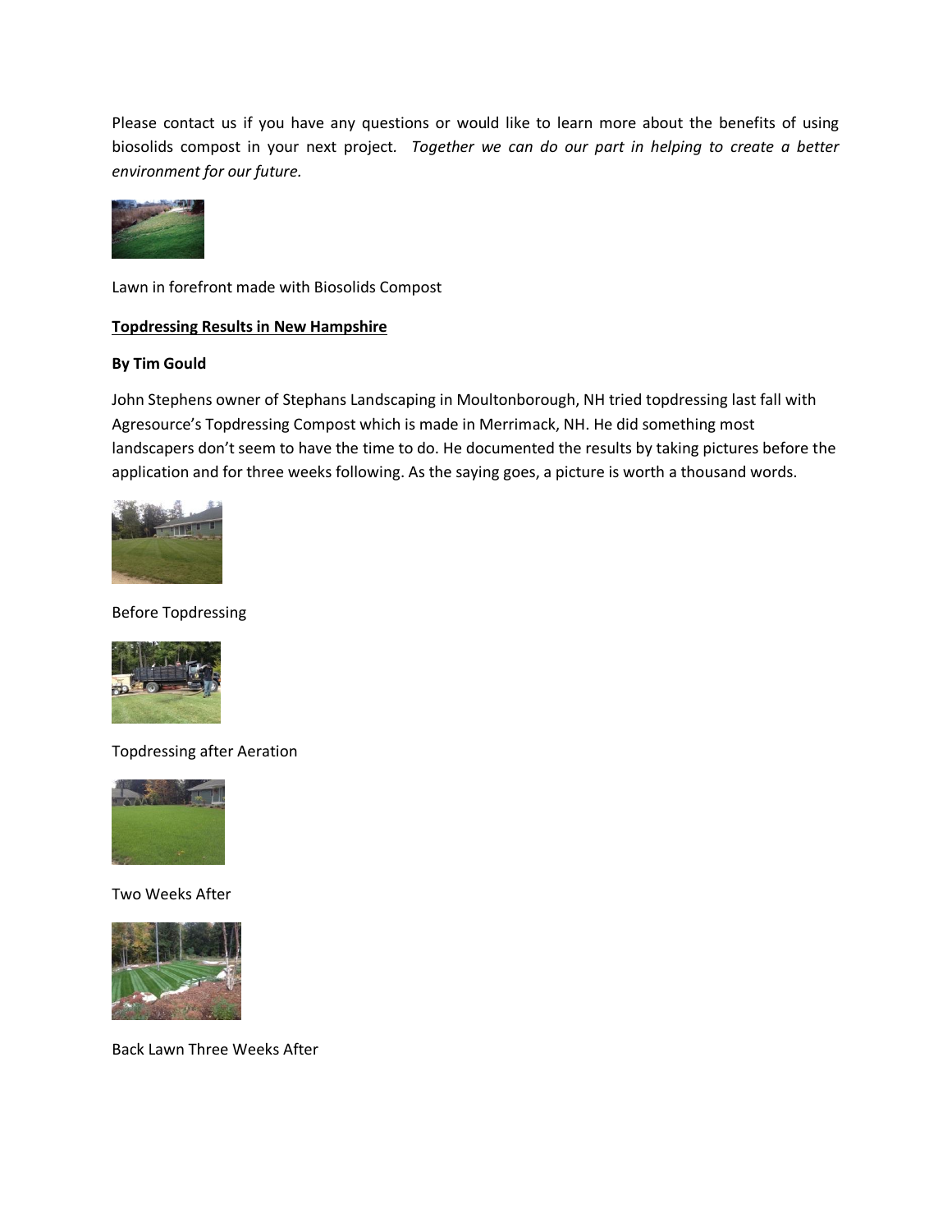Please contact us if you have any questions or would like to learn more about the benefits of using biosolids compost in your next project. *Together we can do our part in helping to create a better environment for our future.*

Lawn in forefront made with Biosolids Compost

**<u>Topdressing Results in New Hampshire</u>**

**By Tim Gould**

John Stephens owner of Stephans Landscaping in Moultonborough, NH tried topdressing last fall with Agresource's Topdressing Compost which is made in Merrimack, NH. He did something most landscapers don't seem to have the time to do. He documented the results by taking pictures before the application and for three weeks following. As the saying goes, a picture is worth a thousand words.

Before Topdressing

Topdressing after Aeration

Two Weeks After

Back Lawn Three Weeks After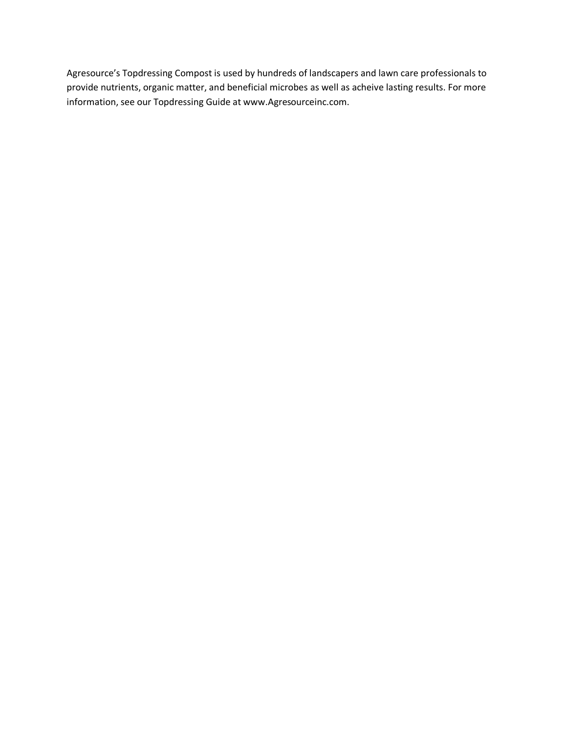Agresource's Topdressing Compost is used by hundreds of landscapers and lawn care professionals to provide nutrients, organic matter, and beneficial microbes as well as acheive lasting results. For more information, see our Topdressing Guide at www.Agresourceinc.com.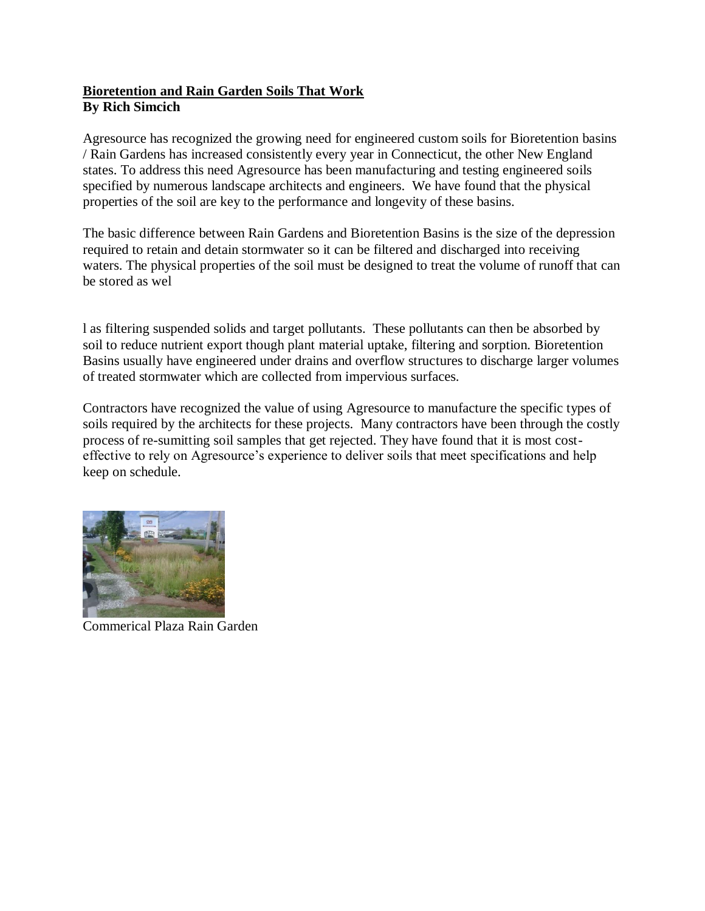**<u>Bioretention and Rain Garden Soils That Work</u>**
**By Rich Simcich**

Agresource has recognized the growing need for engineered custom soils for Bioretention basins / Rain Gardens has increased consistently every year in Connecticut, the other New England states. To address this need Agresource has been manufacturing and testing engineered soils specified by numerous landscape architects and engineers. We have found that the physical properties of the soil are key to the performance and longevity of these basins.

The basic difference between Rain Gardens and Bioretention Basins is the size of the depression required to retain and detain stormwater so it can be filtered and discharged into receiving waters. The physical properties of the soil must be designed to treat the volume of runoff that can be stored as wel

l as filtering suspended solids and target pollutants. These pollutants can then be absorbed by soil to reduce nutrient export though plant material uptake, filtering and sorption. Bioretention Basins usually have engineered under drains and overflow structures to discharge larger volumes of treated stormwater which are collected from impervious surfaces.

Contractors have recognized the value of using Agresource to manufacture the specific types of soils required by the architects for these projects. Many contractors have been through the costly process of re-sumitting soil samples that get rejected. They have found that it is most cost-effective to rely on Agresource's experience to deliver soils that meet specifications and help keep on schedule.

Commerical Plaza Rain Garden